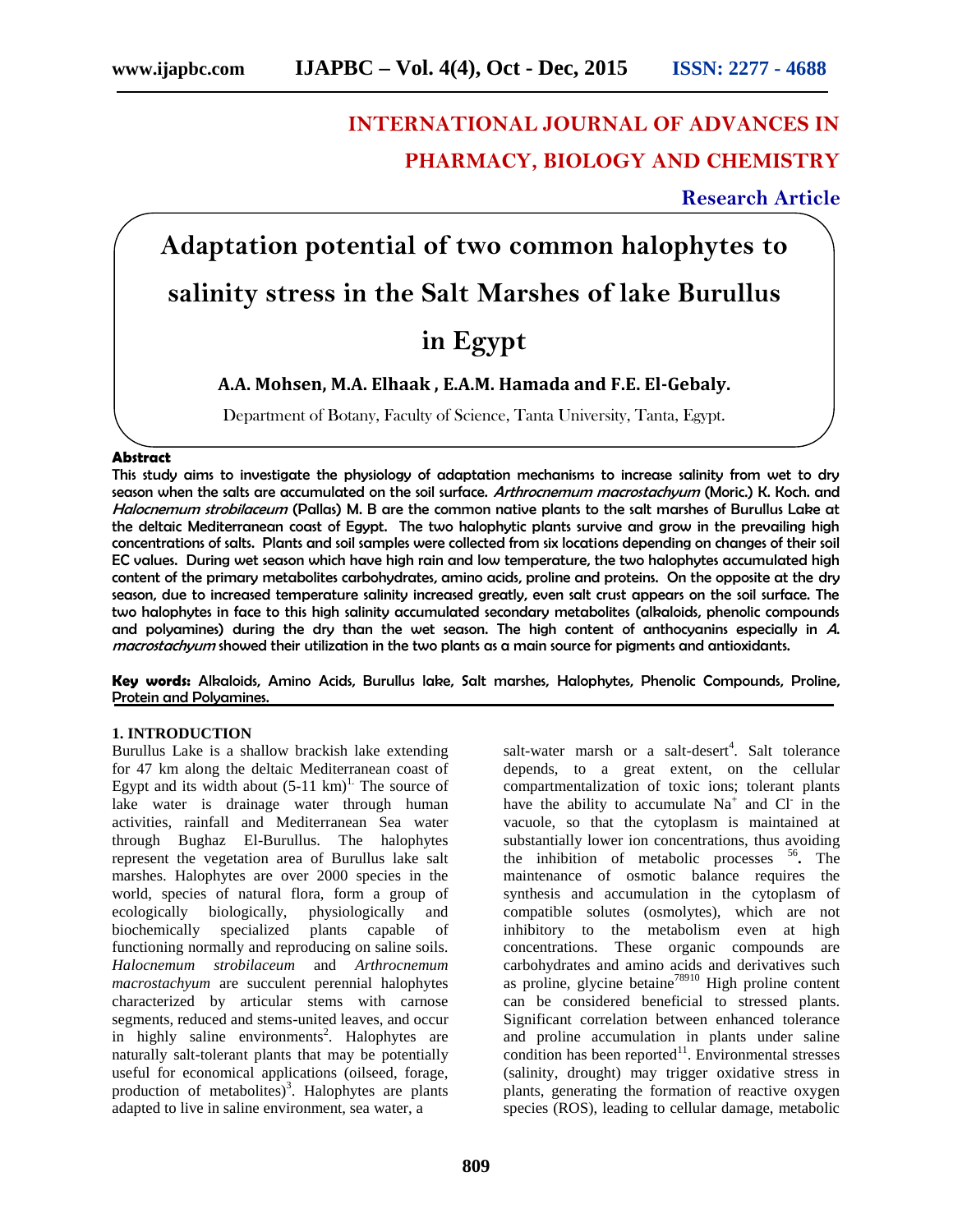# INTERNATIONAL JOURNAL OF ADVANCES IN PHARMACY, BIOLOGY AND CHEMISTRY

**Research Article**

# Adaptation potential of two common halophytes to salinity stress in the Salt Marshes of lake Burullus in Egypt

**A.A. Mohsen, M.A. Elhaak , E.A.M. Hamada and F.E. El-Gebaly.**

Department of Botany, Faculty of Science, Tanta University, Tanta, Egypt.

## Abstract

This study aims to investigate the physiology of adaptation mechanisms to increase salinity from wet to dry season when the salts are accumulated on the soil surface. *Arthrocnemum macrostachyum* (Moric.) K. Koch. and *Halocnemum strobilaceum* (Pallas) M. B are the common native plants to the salt marshes of Burullus Lake at the deltaic Mediterranean coast of Egypt. The two halophytic plants survive and grow in the prevailing high concentrations of salts. Plants and soil samples were collected from six locations depending on changes of their soil EC values. During wet season which have high rain and low temperature, the two halophytes accumulated high content of the primary metabolites carbohydrates, amino acids, proline and proteins. On the opposite at the dry season, due to increased temperature salinity increased greatly, even salt crust appears on the soil surface. The two halophytes in face to this high salinity accumulated secondary metabolites (alkaloids, phenolic compounds and polyamines) during the dry than the wet season. The high content of anthocyanins especially in *A. macrostachyum* showed their utilization in the two plants as a main source for pigments and antioxidants.

**Key words:** Alkaloids, Amino Acids, Burullus lake, Salt marshes, Halophytes, Phenolic Compounds, Proline, Protein and Polyamines.

## 1. INTRODUCTION

Burullus Lake is a shallow brackish lake extending for 47 km along the deltaic Mediterranean coast of Egypt and its width about (5-11 km)[1]. The source of lake water is drainage water through human activities, rainfall and Mediterranean Sea water through Bughaz El-Burullus. The halophytes represent the vegetation area of Burullus lake salt marshes. Halophytes are over 2000 species in the world, species of natural flora, form a group of ecologically biologically, physiologically and biochemically specialized plants capable of functioning normally and reproducing on saline soils. *Halocnemum strobilaceum* and *Arthrocnemum macrostachyum* are succulent perennial halophytes characterized by articular stems with carnose segments, reduced and stems-united leaves, and occur in highly saline environments[2]. Halophytes are naturally salt-tolerant plants that may be potentially useful for economical applications (oilseed, forage, production of metabolites)[3]. Halophytes are plants adapted to live in saline environment, sea water, a salt-water marsh or a salt-desert[4]. Salt tolerance depends, to a great extent, on the cellular compartmentalization of toxic ions; tolerant plants have the ability to accumulate $Na^+$ and $Cl^-$ in the vacuole, so that the cytoplasm is maintained at substantially lower ion concentrations, thus avoiding the inhibition of metabolic processes [5,6]. The maintenance of osmotic balance requires the synthesis and accumulation in the cytoplasm of compatible solutes (osmolytes), which are not inhibitory to the metabolism even at high concentrations. These organic compounds are carbohydrates and amino acids and derivatives such as proline, glycine betaine[7,8,9,10] High proline content can be considered beneficial to stressed plants. Significant correlation between enhanced tolerance and proline accumulation in plants under saline condition has been reported[11]. Environmental stresses (salinity, drought) may trigger oxidative stress in plants, generating the formation of reactive oxygen species (ROS), leading to cellular damage, metabolic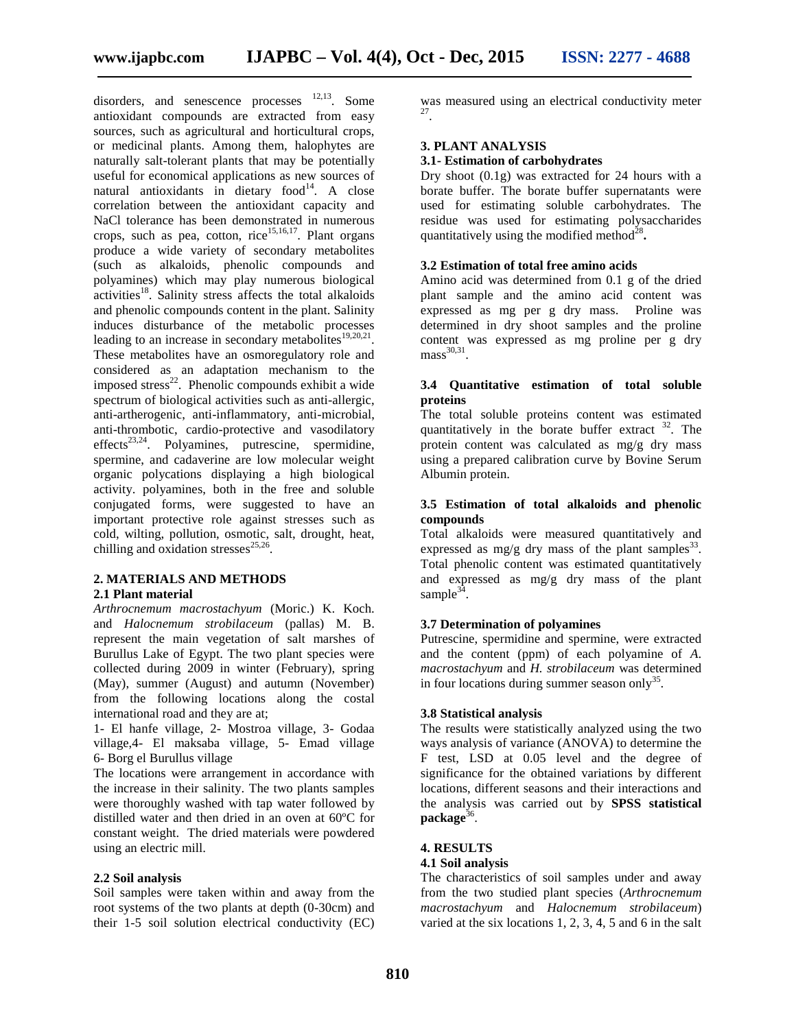disorders, and senescence processes [12,13]. Some antioxidant compounds are extracted from easy sources, such as agricultural and horticultural crops, or medicinal plants. Among them, halophytes are naturally salt-tolerant plants that may be potentially useful for economical applications as new sources of natural antioxidants in dietary food[14]. A close correlation between the antioxidant capacity and NaCl tolerance has been demonstrated in numerous crops, such as pea, cotton, rice[15,16,17]. Plant organs produce a wide variety of secondary metabolites (such as alkaloids, phenolic compounds and polyamines) which may play numerous biological activities[18]. Salinity stress affects the total alkaloids and phenolic compounds content in the plant. Salinity induces disturbance of the metabolic processes leading to an increase in secondary metabolites[19,20,21]. These metabolites have an osmoregulatory role and considered as an adaptation mechanism to the imposed stress[22]. Phenolic compounds exhibit a wide spectrum of biological activities such as anti-allergic, anti-artherogenic, anti-inflammatory, anti-microbial, anti-thrombotic, cardio-protective and vasodilatory effects[23,24]. Polyamines, putrescine, spermidine, spermine, and cadaverine are low molecular weight organic polycations displaying a high biological activity. polyamines, both in the free and soluble conjugated forms, were suggested to have an important protective role against stresses such as cold, wilting, pollution, osmotic, salt, drought, heat, chilling and oxidation stresses[25,26].

## 2. MATERIALS AND METHODS

### 2.1 Plant material

*Arthrocnemum macrostachyum* (Moric.) K. Koch. and *Halocnemum strobilaceum* (pallas) M. B. represent the main vegetation of salt marshes of Burullus Lake of Egypt. The two plant species were collected during 2009 in winter (February), spring (May), summer (August) and autumn (November) from the following locations along the costal international road and they are at;

1- El hanfe village, 2- Mostroa village, 3- Godaa village, 4- El maksaba village, 5- Emad village 6- Borg el Burullus village

The locations were arrangement in accordance with the increase in their salinity. The two plants samples were thoroughly washed with tap water followed by distilled water and then dried in an oven at 60ºC for constant weight. The dried materials were powdered using an electric mill.

### 2.2 Soil analysis

Soil samples were taken within and away from the root systems of the two plants at depth (0-30cm) and their 1-5 soil solution electrical conductivity (EC) was measured using an electrical conductivity meter [27].

## 3. PLANT ANALYSIS

### 3.1- Estimation of carbohydrates

Dry shoot (0.1g) was extracted for 24 hours with a borate buffer. The borate buffer supernatants were used for estimating soluble carbohydrates. The residue was used for estimating polysaccharides quantitatively using the modified method[28].

### 3.2 Estimation of total free amino acids

Amino acid was determined from 0.1 g of the dried plant sample and the amino acid content was expressed as mg per g dry mass. Proline was determined in dry shoot samples and the proline content was expressed as mg proline per g dry mass[30,31].

### 3.4 Quantitative estimation of total soluble proteins

The total soluble proteins content was estimated quantitatively in the borate buffer extract [32]. The protein content was calculated as mg/g dry mass using a prepared calibration curve by Bovine Serum Albumin protein.

### 3.5 Estimation of total alkaloids and phenolic compounds

Total alkaloids were measured quantitatively and expressed as mg/g dry mass of the plant samples[33]. Total phenolic content was estimated quantitatively and expressed as mg/g dry mass of the plant sample[34].

### 3.7 Determination of polyamines

Putrescine, spermidine and spermine, were extracted and the content (ppm) of each polyamine of *A. macrostachyum* and *H. strobilaceum* was determined in four locations during summer season only[35].

### 3.8 Statistical analysis

The results were statistically analyzed using the two ways analysis of variance (ANOVA) to determine the F test, LSD at 0.05 level and the degree of significance for the obtained variations by different locations, different seasons and their interactions and the analysis was carried out by **SPSS statistical package**[36].

## 4. RESULTS

### 4.1 Soil analysis

The characteristics of soil samples under and away from the two studied plant species (*Arthrocnemum macrostachyum* and *Halocnemum strobilaceum*) varied at the six locations 1, 2, 3, 4, 5 and 6 in the salt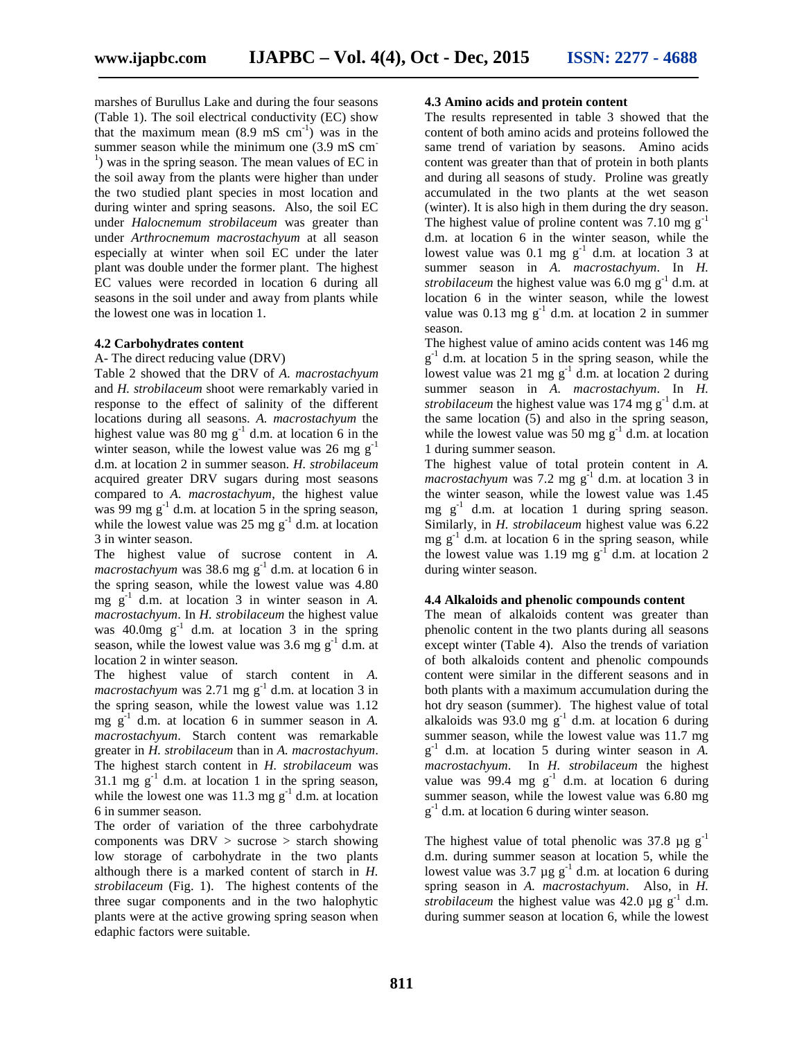marshes of Burullus Lake and during the four seasons (Table 1). The soil electrical conductivity (EC) show that the maximum mean (8.9 mS $cm^{-1}$) was in the summer season while the minimum one (3.9 mS $cm^{-1}$) was in the spring season. The mean values of EC in the soil away from the plants were higher than under the two studied plant species in most location and during winter and spring seasons. Also, the soil EC under *Halocnemum strobilaceum* was greater than under *Arthrocnemum macrostachyum* at all season especially at winter when soil EC under the later plant was double under the former plant. The highest EC values were recorded in location 6 during all seasons in the soil under and away from plants while the lowest one was in location 1.

### 4.2 Carbohydrates content

A- The direct reducing value (DRV)

Table 2 showed that the DRV of *A. macrostachyum* and *H. strobilaceum* shoot were remarkably varied in response to the effect of salinity of the different locations during all seasons. *A. macrostachyum* the highest value was 80 mg $g^{-1}$ d.m. at location 6 in the winter season, while the lowest value was 26 mg $g^{-1}$ d.m. at location 2 in summer season. *H. strobilaceum* acquired greater DRV sugars during most seasons compared to *A. macrostachyum*, the highest value was 99 mg $g^{-1}$ d.m. at location 5 in the spring season, while the lowest value was 25 mg $g^{-1}$ d.m. at location 3 in winter season.

The highest value of sucrose content in *A. macrostachyum* was 38.6 mg $g^{-1}$ d.m. at location 6 in the spring season, while the lowest value was 4.80 mg $g^{-1}$ d.m. at location 3 in winter season in *A. macrostachyum*. In *H. strobilaceum* the highest value was 40.0mg $g^{-1}$ d.m. at location 3 in the spring season, while the lowest value was 3.6 mg $g^{-1}$ d.m. at location 2 in winter season.

The highest value of starch content in *A. macrostachyum* was 2.71 mg $g^{-1}$ d.m. at location 3 in the spring season, while the lowest value was 1.12 mg $g^{-1}$ d.m. at location 6 in summer season in *A. macrostachyum*. Starch content was remarkable greater in *H. strobilaceum* than in *A. macrostachyum*. The highest starch content in *H. strobilaceum* was 31.1 mg $g^{-1}$ d.m. at location 1 in the spring season, while the lowest one was 11.3 mg $g^{-1}$ d.m. at location 6 in summer season.

The order of variation of the three carbohydrate components was DRV > sucrose > starch showing low storage of carbohydrate in the two plants although there is a marked content of starch in *H. strobilaceum* (Fig. 1). The highest contents of the three sugar components and in the two halophytic plants were at the active growing spring season when edaphic factors were suitable.

### 4.3 Amino acids and protein content

The results represented in table 3 showed that the content of both amino acids and proteins followed the same trend of variation by seasons. Amino acids content was greater than that of protein in both plants and during all seasons of study. Proline was greatly accumulated in the two plants at the wet season (winter). It is also high in them during the dry season. The highest value of proline content was 7.10 mg $g^{-1}$ d.m. at location 6 in the winter season, while the lowest value was 0.1 mg $g^{-1}$ d.m. at location 3 at summer season in *A. macrostachyum*. In *H. strobilaceum* the highest value was 6.0 mg $g^{-1}$ d.m. at location 6 in the winter season, while the lowest value was 0.13 mg $g^{-1}$ d.m. at location 2 in summer season.

The highest value of amino acids content was 146 mg $g^{-1}$ d.m. at location 5 in the spring season, while the lowest value was 21 mg $g^{-1}$ d.m. at location 2 during summer season in *A. macrostachyum*. In *H. strobilaceum* the highest value was 174 mg $g^{-1}$ d.m. at the same location (5) and also in the spring season, while the lowest value was 50 mg $g^{-1}$ d.m. at location 1 during summer season.

The highest value of total protein content in *A. macrostachyum* was 7.2 mg $g^{-1}$ d.m. at location 3 in the winter season, while the lowest value was 1.45 mg $g^{-1}$ d.m. at location 1 during spring season. Similarly, in *H. strobilaceum* highest value was 6.22 mg $g^{-1}$ d.m. at location 6 in the spring season, while the lowest value was 1.19 mg $g^{-1}$ d.m. at location 2 during winter season.

### 4.4 Alkaloids and phenolic compounds content

The mean of alkaloids content was greater than phenolic content in the two plants during all seasons except winter (Table 4). Also the trends of variation of both alkaloids content and phenolic compounds content were similar in the different seasons and in both plants with a maximum accumulation during the hot dry season (summer). The highest value of total alkaloids was 93.0 mg $g^{-1}$ d.m. at location 6 during summer season, while the lowest value was 11.7 mg $g^{-1}$ d.m. at location 5 during winter season in *A. macrostachyum*. In *H. strobilaceum* the highest value was 99.4 mg $g^{-1}$ d.m. at location 6 during summer season, while the lowest value was 6.80 mg $g^{-1}$ d.m. at location 6 during winter season.

The highest value of total phenolic was 37.8 µg $g^{-1}$ d.m. during summer season at location 5, while the lowest value was 3.7 µg $g^{-1}$ d.m. at location 6 during spring season in *A. macrostachyum*. Also, in *H. strobilaceum* the highest value was 42.0 µg $g^{-1}$ d.m. during summer season at location 6, while the lowest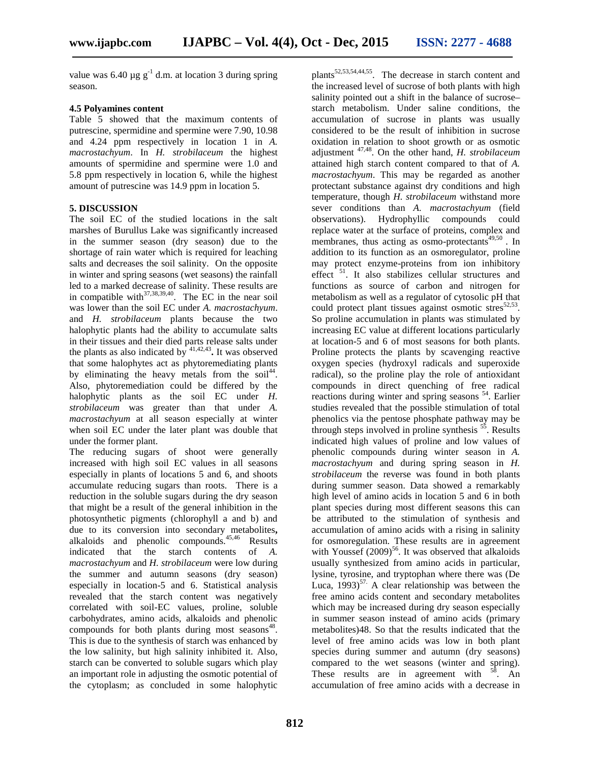value was 6.40 µg $g^{-1}$ d.m. at location 3 during spring season.

### 4.5 Polyamines content

Table 5 showed that the maximum contents of putrescine, spermidine and spermine were 7.90, 10.98 and 4.24 ppm respectively in location 1 in *A. macrostachyum*. In *H. strobilaceum* the highest amounts of spermidine and spermine were 1.0 and 5.8 ppm respectively in location 6, while the highest amount of putrescine was 14.9 ppm in location 5.

## 5. DISCUSSION

The soil EC of the studied locations in the salt marshes of Burullus Lake was significantly increased in the summer season (dry season) due to the shortage of rain water which is required for leaching salts and decreases the soil salinity. On the opposite in winter and spring seasons (wet seasons) the rainfall led to a marked decrease of salinity. These results are in compatible with[37,38,39,40]. The EC in the near soil was lower than the soil EC under *A. macrostachyum*. and *H. strobilaceum* plants because the two halophytic plants had the ability to accumulate salts in their tissues and their died parts release salts under the plants as also indicated by [41,42,43]**.** It was observed that some halophytes act as phytoremediating plants by eliminating the heavy metals from the soil[44]. Also, phytoremediation could be differed by the halophytic plants as the soil EC under *H. strobilaceum* was greater than that under *A. macrostachyum* at all season especially at winter when soil EC under the later plant was double that under the former plant.

The reducing sugars of shoot were generally increased with high soil EC values in all seasons especially in plants of locations 5 and 6, and shoots accumulate reducing sugars than roots. There is a reduction in the soluble sugars during the dry season that might be a result of the general inhibition in the photosynthetic pigments (chlorophyll a and b) and due to its conversion into secondary metabolites**,** alkaloids and phenolic compounds.[45,46] Results indicated that the starch contents of *A. macrostachyum* and *H. strobilaceum* were low during the summer and autumn seasons (dry season) especially in location-5 and 6. Statistical analysis revealed that the starch content was negatively correlated with soil-EC values, proline, soluble carbohydrates, amino acids, alkaloids and phenolic compounds for both plants during most seasons[48]. This is due to the synthesis of starch was enhanced by the low salinity, but high salinity inhibited it. Also, starch can be converted to soluble sugars which play an important role in adjusting the osmotic potential of the cytoplasm; as concluded in some halophytic plants[52,53,54,44,55]. The decrease in starch content and the increased level of sucrose of both plants with high salinity pointed out a shift in the balance of sucrose–starch metabolism. Under saline conditions, the accumulation of sucrose in plants was usually considered to be the result of inhibition in sucrose oxidation in relation to shoot growth or as osmotic adjustment [47,48]. On the other hand, *H. strobilaceum* attained high starch content compared to that of *A. macrostachyum*. This may be regarded as another protectant substance against dry conditions and high temperature, though *H. strobilaceum* withstand more sever conditions than *A. macrostachyum* (field observations). Hydrophyllic compounds could replace water at the surface of proteins, complex and membranes, thus acting as osmo-protectants[49,50] . In addition to its function as an osmoregulator, proline may protect enzyme-proteins from ion inhibitory effect [51]. It also stabilizes cellular structures and functions as source of carbon and nitrogen for metabolism as well as a regulator of cytosolic pH that could protect plant tissues against osmotic stres[52,53]. So proline accumulation in plants was stimulated by increasing EC value at different locations particularly at location-5 and 6 of most seasons for both plants. Proline protects the plants by scavenging reactive oxygen species (hydroxyl radicals and superoxide radical), so the proline play the role of antioxidant compounds in direct quenching of free radical reactions during winter and spring seasons [54]. Earlier studies revealed that the possible stimulation of total phenolics via the pentose phosphate pathway may be through steps involved in proline synthesis [55]. Results indicated high values of proline and low values of phenolic compounds during winter season in *A. macrostachyum* and during spring season in *H. strobilaceum* the reverse was found in both plants during summer season. Data showed a remarkably high level of amino acids in location 5 and 6 in both plant species during most different seasons this can be attributed to the stimulation of synthesis and accumulation of amino acids with a rising in salinity for osmoregulation. These results are in agreement with Youssef (2009)[56]. It was observed that alkaloids usually synthesized from amino acids in particular, lysine, tyrosine, and tryptophan where there was (De Luca, 1993)[57.] A clear relationship was between the free amino acids content and secondary metabolites which may be increased during dry season especially in summer season instead of amino acids (primary metabolites)48. So that the results indicated that the level of free amino acids was low in both plant species during summer and autumn (dry seasons) compared to the wet seasons (winter and spring). These results are in agreement with [58]. An accumulation of free amino acids with a decrease in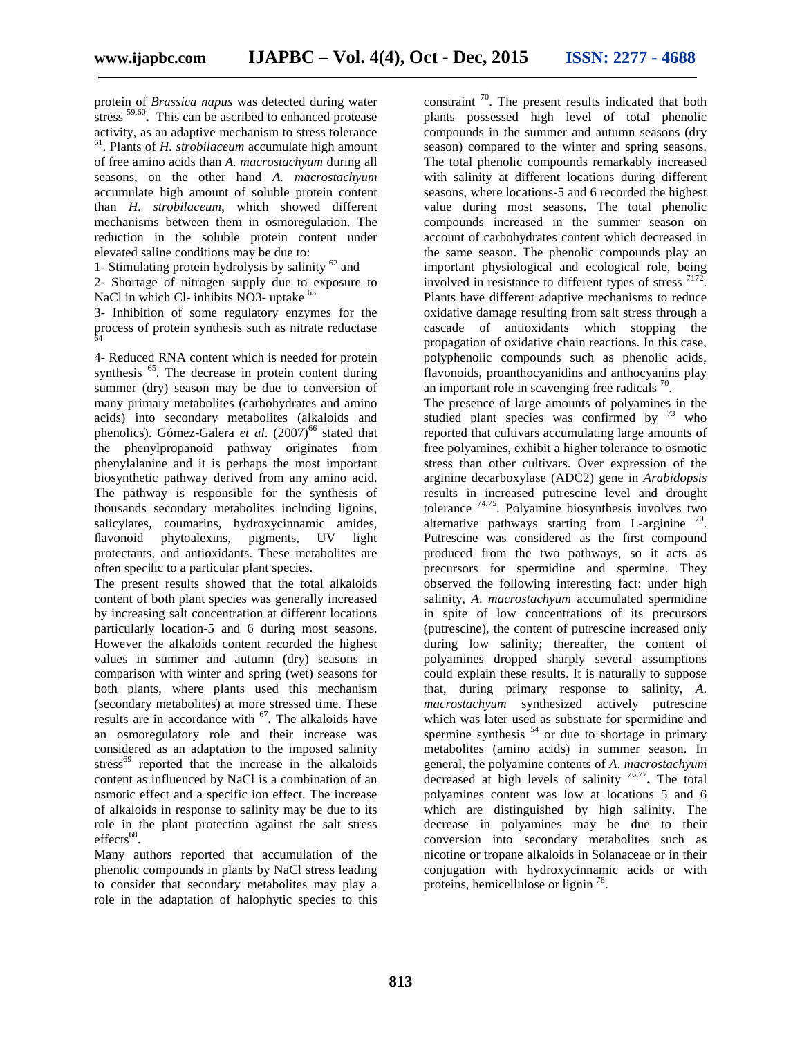protein of *Brassica napus* was detected during water stress [59,60]**.** This can be ascribed to enhanced protease activity, as an adaptive mechanism to stress tolerance [61]. Plants of *H. strobilaceum* accumulate high amount of free amino acids than *A. macrostachyum* during all seasons, on the other hand *A. macrostachyum* accumulate high amount of soluble protein content than *H. strobilaceum*, which showed different mechanisms between them in osmoregulation. The reduction in the soluble protein content under elevated saline conditions may be due to:

1- Stimulating protein hydrolysis by salinity [62] and

2- Shortage of nitrogen supply due to exposure to NaCl in which Cl- inhibits NO3- uptake [63]

3- Inhibition of some regulatory enzymes for the process of protein synthesis such as nitrate reductase [64]

4- Reduced RNA content which is needed for protein synthesis [65]. The decrease in protein content during summer (dry) season may be due to conversion of many primary metabolites (carbohydrates and amino acids) into secondary metabolites (alkaloids and phenolics). Gómez-Galera *et al*. (2007)[66] stated that the phenylpropanoid pathway originates from phenylalanine and it is perhaps the most important biosynthetic pathway derived from any amino acid. The pathway is responsible for the synthesis of thousands secondary metabolites including lignins, salicylates, coumarins, hydroxycinnamic amides, flavonoid phytoalexins, pigments, UV light protectants, and antioxidants. These metabolites are often specific to a particular plant species.

The present results showed that the total alkaloids content of both plant species was generally increased by increasing salt concentration at different locations particularly location-5 and 6 during most seasons. However the alkaloids content recorded the highest values in summer and autumn (dry) seasons in comparison with winter and spring (wet) seasons for both plants, where plants used this mechanism (secondary metabolites) at more stressed time. These results are in accordance with [67]**.** The alkaloids have an osmoregulatory role and their increase was considered as an adaptation to the imposed salinity stress[69] reported that the increase in the alkaloids content as influenced by NaCl is a combination of an osmotic effect and a specific ion effect. The increase of alkaloids in response to salinity may be due to its role in the plant protection against the salt stress effects[68].

Many authors reported that accumulation of the phenolic compounds in plants by NaCl stress leading to consider that secondary metabolites may play a role in the adaptation of halophytic species to this constraint [70]. The present results indicated that both plants possessed high level of total phenolic compounds in the summer and autumn seasons (dry season) compared to the winter and spring seasons. The total phenolic compounds remarkably increased with salinity at different locations during different seasons, where locations-5 and 6 recorded the highest value during most seasons. The total phenolic compounds increased in the summer season on account of carbohydrates content which decreased in the same season. The phenolic compounds play an important physiological and ecological role, being involved in resistance to different types of stress [7172]. Plants have different adaptive mechanisms to reduce oxidative damage resulting from salt stress through a cascade of antioxidants which stopping the propagation of oxidative chain reactions. In this case, polyphenolic compounds such as phenolic acids, flavonoids, proanthocyanidins and anthocyanins play an important role in scavenging free radicals [70].

The presence of large amounts of polyamines in the studied plant species was confirmed by [73] who reported that cultivars accumulating large amounts of free polyamines, exhibit a higher tolerance to osmotic stress than other cultivars. Over expression of the arginine decarboxylase (ADC2) gene in *Arabidopsis* results in increased putrescine level and drought tolerance [74,75]. Polyamine biosynthesis involves two alternative pathways starting from L-arginine [70]. Putrescine was considered as the first compound produced from the two pathways, so it acts as precursors for spermidine and spermine. They observed the following interesting fact: under high salinity, *A. macrostachyum* accumulated spermidine in spite of low concentrations of its precursors (putrescine), the content of putrescine increased only during low salinity; thereafter, the content of polyamines dropped sharply several assumptions could explain these results. It is naturally to suppose that, during primary response to salinity, *A. macrostachyum* synthesized actively putrescine which was later used as substrate for spermidine and spermine synthesis [54] or due to shortage in primary metabolites (amino acids) in summer season. In general, the polyamine contents of *A. macrostachyum* decreased at high levels of salinity [76,77]**.** The total polyamines content was low at locations 5 and 6 which are distinguished by high salinity. The decrease in polyamines may be due to their conversion into secondary metabolites such as nicotine or tropane alkaloids in Solanaceae or in their conjugation with hydroxycinnamic acids or with proteins, hemicellulose or lignin [78].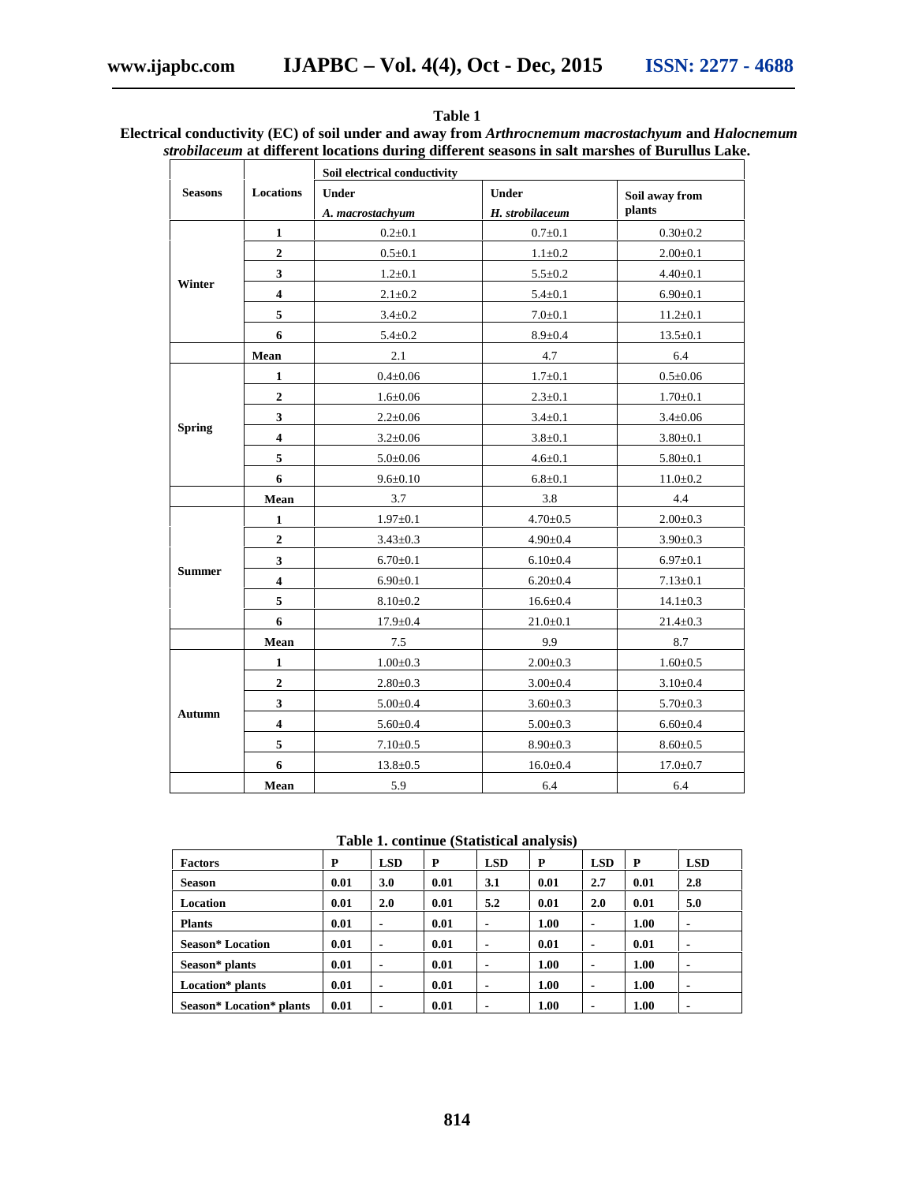**Table 1**

**Electrical conductivity (EC) of soil under and away from *Arthrocnemum macrostachyum* and *Halocnemum strobilaceum* at different locations during different seasons in salt marshes of Burullus Lake.**

| Seasons | Locations | Soil electrical conductivity | | |
|---|---|---|---|---|
| | | Under *A. macrostachyum* | Under *H. strobilaceum* | Soil away from plants |
| Winter | 1 | 0.2±0.1 | 0.7±0.1 | 0.30±0.2 |
| | 2 | 0.5±0.1 | 1.1±0.2 | 2.00±0.1 |
| | 3 | 1.2±0.1 | 5.5±0.2 | 4.40±0.1 |
| | 4 | 2.1±0.2 | 5.4±0.1 | 6.90±0.1 |
| | 5 | 3.4±0.2 | 7.0±0.1 | 11.2±0.1 |
| | 6 | 5.4±0.2 | 8.9±0.4 | 13.5±0.1 |
| | **Mean** | 2.1 | 4.7 | 6.4 |
| Spring | 1 | 0.4±0.06 | 1.7±0.1 | 0.5±0.06 |
| | 2 | 1.6±0.06 | 2.3±0.1 | 1.70±0.1 |
| | 3 | 2.2±0.06 | 3.4±0.1 | 3.4±0.06 |
| | 4 | 3.2±0.06 | 3.8±0.1 | 3.80±0.1 |
| | 5 | 5.0±0.06 | 4.6±0.1 | 5.80±0.1 |
| | 6 | 9.6±0.10 | 6.8±0.1 | 11.0±0.2 |
| | **Mean** | 3.7 | 3.8 | 4.4 |
| Summer | 1 | 1.97±0.1 | 4.70±0.5 | 2.00±0.3 |
| | 2 | 3.43±0.3 | 4.90±0.4 | 3.90±0.3 |
| | 3 | 6.70±0.1 | 6.10±0.4 | 6.97±0.1 |
| | 4 | 6.90±0.1 | 6.20±0.4 | 7.13±0.1 |
| | 5 | 8.10±0.2 | 16.6±0.4 | 14.1±0.3 |
| | 6 | 17.9±0.4 | 21.0±0.1 | 21.4±0.3 |
| | **Mean** | 7.5 | 9.9 | 8.7 |
| Autumn | 1 | 1.00±0.3 | 2.00±0.3 | 1.60±0.5 |
| | 2 | 2.80±0.3 | 3.00±0.4 | 3.10±0.4 |
| | 3 | 5.00±0.4 | 3.60±0.3 | 5.70±0.3 |
| | 4 | 5.60±0.4 | 5.00±0.3 | 6.60±0.4 |
| | 5 | 7.10±0.5 | 8.90±0.3 | 8.60±0.5 |
| | 6 | 13.8±0.5 | 16.0±0.4 | 17.0±0.7 |
| | **Mean** | 5.9 | 6.4 | 6.4 |

**Table 1. continue (Statistical analysis)**

| Factors | P | LSD | P | LSD | P | LSD | P | LSD |
|---|---|---|---|---|---|---|---|---|
| **Season** | 0.01 | 3.0 | 0.01 | 3.1 | 0.01 | 2.7 | 0.01 | 2.8 |
| **Location** | 0.01 | 2.0 | 0.01 | 5.2 | 0.01 | 2.0 | 0.01 | 5.0 |
| **Plants** | 0.01 | - | 0.01 | - | 1.00 | - | 1.00 | - |
| **Season* Location** | 0.01 | - | 0.01 | - | 0.01 | - | 0.01 | - |
| **Season* plants** | 0.01 | - | 0.01 | - | 1.00 | - | 1.00 | - |
| **Location* plants** | 0.01 | - | 0.01 | - | 1.00 | - | 1.00 | - |
| **Season* Location* plants** | 0.01 | - | 0.01 | - | 1.00 | - | 1.00 | - |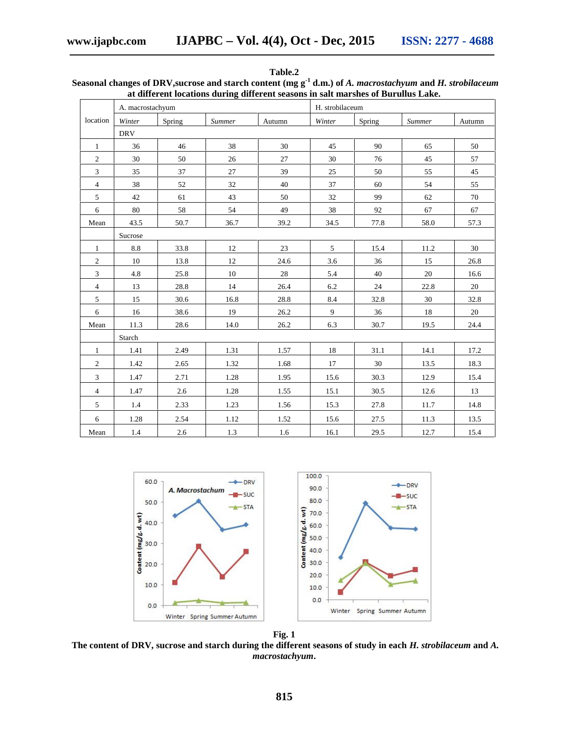**Table.2**

**Seasonal changes of DRV,sucrose and starch content (mg g$^{-1}$ d.m.) of *A. macrostachyum* and *H. strobilaceum* at different locations during different seasons in salt marshes of Burullus Lake.**

| location | A. macrostachyum | | | | H. strobilaceum | | | |
|---|---|---|---|---|---|---|---|---|
| | *Winter* | Spring | *Summer* | Autumn | *Winter* | Spring | *Summer* | Autumn |
| | DRV | | | | | | | |
| 1 | 36 | 46 | 38 | 30 | 45 | 90 | 65 | 50 |
| 2 | 30 | 50 | 26 | 27 | 30 | 76 | 45 | 57 |
| 3 | 35 | 37 | 27 | 39 | 25 | 50 | 55 | 45 |
| 4 | 38 | 52 | 32 | 40 | 37 | 60 | 54 | 55 |
| 5 | 42 | 61 | 43 | 50 | 32 | 99 | 62 | 70 |
| 6 | 80 | 58 | 54 | 49 | 38 | 92 | 67 | 67 |
| Mean | 43.5 | 50.7 | 36.7 | 39.2 | 34.5 | 77.8 | 58.0 | 57.3 |
| | Sucrose | | | | | | | |
| 1 | 8.8 | 33.8 | 12 | 23 | 5 | 15.4 | 11.2 | 30 |
| 2 | 10 | 13.8 | 12 | 24.6 | 3.6 | 36 | 15 | 26.8 |
| 3 | 4.8 | 25.8 | 10 | 28 | 5.4 | 40 | 20 | 16.6 |
| 4 | 13 | 28.8 | 14 | 26.4 | 6.2 | 24 | 22.8 | 20 |
| 5 | 15 | 30.6 | 16.8 | 28.8 | 8.4 | 32.8 | 30 | 32.8 |
| 6 | 16 | 38.6 | 19 | 26.2 | 9 | 36 | 18 | 20 |
| Mean | 11.3 | 28.6 | 14.0 | 26.2 | 6.3 | 30.7 | 19.5 | 24.4 |
| | Starch | | | | | | | |
| 1 | 1.41 | 2.49 | 1.31 | 1.57 | 18 | 31.1 | 14.1 | 17.2 |
| 2 | 1.42 | 2.65 | 1.32 | 1.68 | 17 | 30 | 13.5 | 18.3 |
| 3 | 1.47 | 2.71 | 1.28 | 1.95 | 15.6 | 30.3 | 12.9 | 15.4 |
| 4 | 1.47 | 2.6 | 1.28 | 1.55 | 15.1 | 30.5 | 12.6 | 13 |
| 5 | 1.4 | 2.33 | 1.23 | 1.56 | 15.3 | 27.8 | 11.7 | 14.8 |
| 6 | 1.28 | 2.54 | 1.12 | 1.52 | 15.6 | 27.5 | 11.3 | 13.5 |
| Mean | 1.4 | 2.6 | 1.3 | 1.6 | 16.1 | 29.5 | 12.7 | 15.4 |

**Fig. 1**

**The content of DRV, sucrose and starch during the different seasons of study in each *H. strobilaceum* and *A. macrostachyum*.**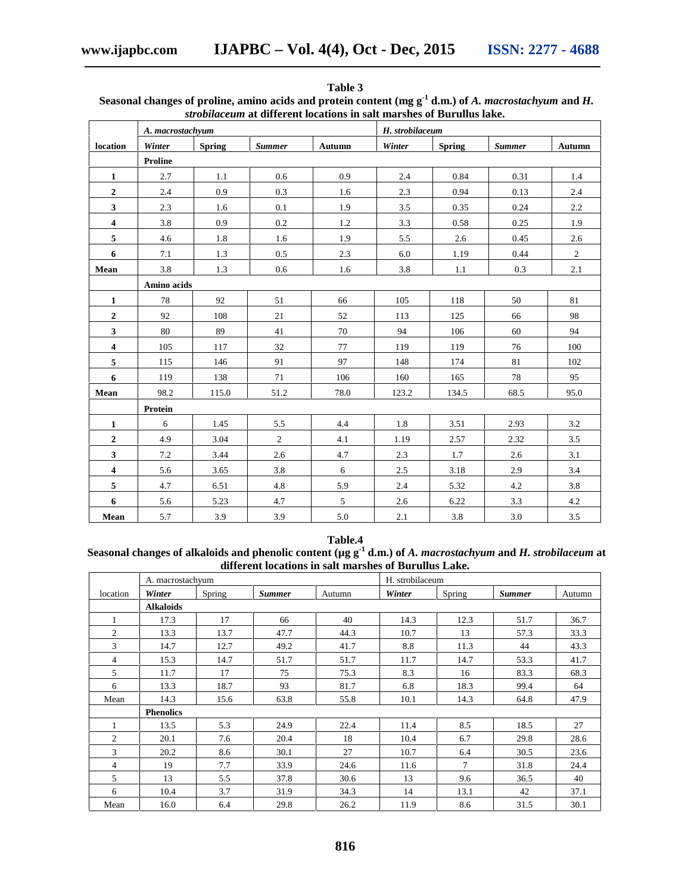**Table 3**
**Seasonal changes of proline, amino acids and protein content (mg $g^{-1}$ d.m.) of *A. macrostachyum* and *H. strobilaceum* at different locations in salt marshes of Burullus lake.**

| | *A. macrostachyum* | | | | *H. strobilaceum* | | | |
|---|---|---|---|---|---|---|---|---|
| **location** | ***Winter*** | **Spring** | ***Summer*** | **Autumn** | ***Winter*** | **Spring** | ***Summer*** | **Autumn** |
| | **Proline** | | | | | | | |
| **1** | 2.7 | 1.1 | 0.6 | 0.9 | 2.4 | 0.84 | 0.31 | 1.4 |
| **2** | 2.4 | 0.9 | 0.3 | 1.6 | 2.3 | 0.94 | 0.13 | 2.4 |
| **3** | 2.3 | 1.6 | 0.1 | 1.9 | 3.5 | 0.35 | 0.24 | 2.2 |
| **4** | 3.8 | 0.9 | 0.2 | 1.2 | 3.3 | 0.58 | 0.25 | 1.9 |
| **5** | 4.6 | 1.8 | 1.6 | 1.9 | 5.5 | 2.6 | 0.45 | 2.6 |
| **6** | 7.1 | 1.3 | 0.5 | 2.3 | 6.0 | 1.19 | 0.44 | 2 |
| **Mean** | 3.8 | 1.3 | 0.6 | 1.6 | 3.8 | 1.1 | 0.3 | 2.1 |
| | **Amino acids** | | | | | | | |
| **1** | 78 | 92 | 51 | 66 | 105 | 118 | 50 | 81 |
| **2** | 92 | 108 | 21 | 52 | 113 | 125 | 66 | 98 |
| **3** | 80 | 89 | 41 | 70 | 94 | 106 | 60 | 94 |
| **4** | 105 | 117 | 32 | 77 | 119 | 119 | 76 | 100 |
| **5** | 115 | 146 | 91 | 97 | 148 | 174 | 81 | 102 |
| **6** | 119 | 138 | 71 | 106 | 160 | 165 | 78 | 95 |
| **Mean** | 98.2 | 115.0 | 51.2 | 78.0 | 123.2 | 134.5 | 68.5 | 95.0 |
| | **Protein** | | | | | | | |
| **1** | 6 | 1.45 | 5.5 | 4.4 | 1.8 | 3.51 | 2.93 | 3.2 |
| **2** | 4.9 | 3.04 | 2 | 4.1 | 1.19 | 2.57 | 2.32 | 3.5 |
| **3** | 7.2 | 3.44 | 2.6 | 4.7 | 2.3 | 1.7 | 2.6 | 3.1 |
| **4** | 5.6 | 3.65 | 3.8 | 6 | 2.5 | 3.18 | 2.9 | 3.4 |
| **5** | 4.7 | 6.51 | 4.8 | 5.9 | 2.4 | 5.32 | 4.2 | 3.8 |
| **6** | 5.6 | 5.23 | 4.7 | 5 | 2.6 | 6.22 | 3.3 | 4.2 |
| **Mean** | 5.7 | 3.9 | 3.9 | 5.0 | 2.1 | 3.8 | 3.0 | 3.5 |

**Table.4**
**Seasonal changes of alkaloids and phenolic content (µg $g^{-1}$ d.m.) of *A. macrostachyum* and *H. strobilaceum* at different locations in salt marshes of Burullus Lake.**

| | A. macrostachyum | | | | H. strobilaceum | | | |
|---|---|---|---|---|---|---|---|---|
| location | ***Winter*** | Spring | ***Summer*** | Autumn | ***Winter*** | Spring | ***Summer*** | Autumn |
| | **Alkaloids** | | | | | | | |
| 1 | 17.3 | 17 | 66 | 40 | 14.3 | 12.3 | 51.7 | 36.7 |
| 2 | 13.3 | 13.7 | 47.7 | 44.3 | 10.7 | 13 | 57.3 | 33.3 |
| 3 | 14.7 | 12.7 | 49.2 | 41.7 | 8.8 | 11.3 | 44 | 43.3 |
| 4 | 15.3 | 14.7 | 51.7 | 51.7 | 11.7 | 14.7 | 53.3 | 41.7 |
| 5 | 11.7 | 17 | 75 | 75.3 | 8.3 | 16 | 83.3 | 68.3 |
| 6 | 13.3 | 18.7 | 93 | 81.7 | 6.8 | 18.3 | 99.4 | 64 |
| Mean | 14.3 | 15.6 | 63.8 | 55.8 | 10.1 | 14.3 | 64.8 | 47.9 |
| | **Phenolics** | | | | | | | |
| 1 | 13.5 | 5.3 | 24.9 | 22.4 | 11.4 | 8.5 | 18.5 | 27 |
| 2 | 20.1 | 7.6 | 20.4 | 18 | 10.4 | 6.7 | 29.8 | 28.6 |
| 3 | 20.2 | 8.6 | 30.1 | 27 | 10.7 | 6.4 | 30.5 | 23.6 |
| 4 | 19 | 7.7 | 33.9 | 24.6 | 11.6 | 7 | 31.8 | 24.4 |
| 5 | 13 | 5.5 | 37.8 | 30.6 | 13 | 9.6 | 36.5 | 40 |
| 6 | 10.4 | 3.7 | 31.9 | 34.3 | 14 | 13.1 | 42 | 37.1 |
| Mean | 16.0 | 6.4 | 29.8 | 26.2 | 11.9 | 8.6 | 31.5 | 30.1 |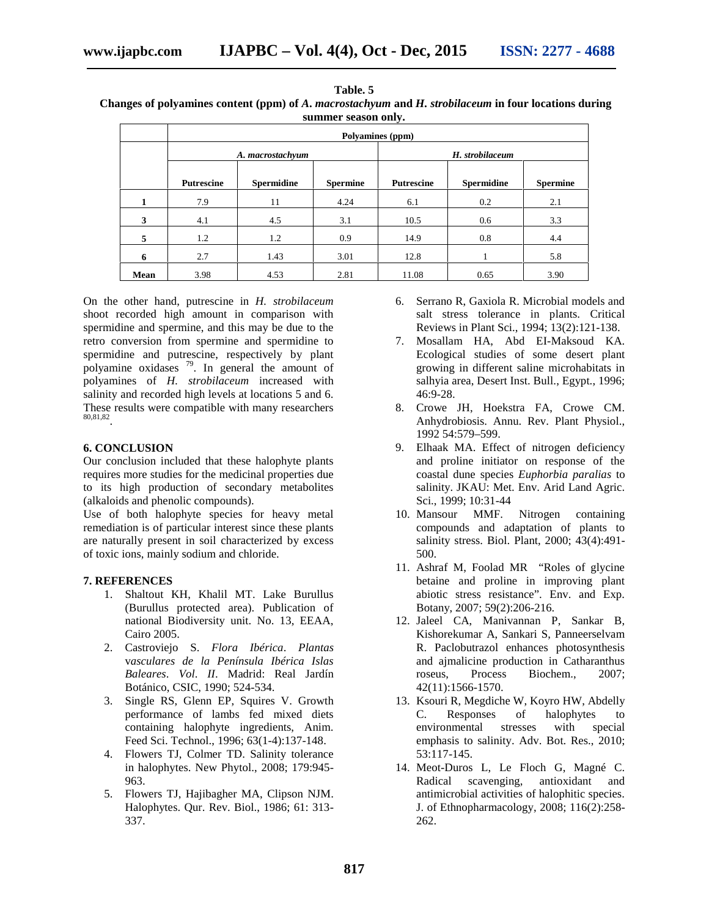**Table. 5**
**Changes of polyamines content (ppm) of *A. macrostachyum* and *H. strobilaceum* in four locations during summer season only.**

| | Polyamines (ppm) | | | | | |
|---|---|---|---|---|---|---|
| | *A. macrostachyum* | | | *H. strobilaceum* | | |
| | **Putrescine** | **Spermidine** | **Spermine** | **Putrescine** | **Spermidine** | **Spermine** |
| **1** | 7.9 | 11 | 4.24 | 6.1 | 0.2 | 2.1 |
| **3** | 4.1 | 4.5 | 3.1 | 10.5 | 0.6 | 3.3 |
| **5** | 1.2 | 1.2 | 0.9 | 14.9 | 0.8 | 4.4 |
| **6** | 2.7 | 1.43 | 3.01 | 12.8 | 1 | 5.8 |
| **Mean** | 3.98 | 4.53 | 2.81 | 11.08 | 0.65 | 3.90 |

On the other hand, putrescine in *H. strobilaceum* shoot recorded high amount in comparison with spermidine and spermine, and this may be due to the retro conversion from spermine and spermidine to spermidine and putrescine, respectively by plant polyamine oxidases [79]. In general the amount of polyamines of *H. strobilaceum* increased with salinity and recorded high levels at locations 5 and 6. These results were compatible with many researchers [80,81,82].

## 6. CONCLUSION

Our conclusion included that these halophyte plants requires more studies for the medicinal properties due to its high production of secondary metabolites (alkaloids and phenolic compounds).

Use of both halophyte species for heavy metal remediation is of particular interest since these plants are naturally present in soil characterized by excess of toxic ions, mainly sodium and chloride.

## 7. REFERENCES

1. Shaltout KH, Khalil MT. Lake Burullus (Burullus protected area). Publication of national Biodiversity unit. No. 13, EEAA, Cairo 2005.
2. Castroviejo S. *Flora Ibérica*. *Plantas vasculares de la Península Ibérica Islas Baleares*. *Vol. II*. Madrid: Real Jardín Botánico, CSIC, 1990; 524-534.
3. Single RS, Glenn EP, Squires V. Growth performance of lambs fed mixed diets containing halophyte ingredients, Anim. Feed Sci. Technol., 1996; 63(1-4):137-148.
4. Flowers TJ, Colmer TD. Salinity tolerance in halophytes. New Phytol., 2008; 179:945-963.
5. Flowers TJ, Hajibagher MA, Clipson NJM. Halophytes. Qur. Rev. Biol., 1986; 61: 313-337.
6. Serrano R, Gaxiola R. Microbial models and salt stress tolerance in plants. Critical Reviews in Plant Sci., 1994; 13(2):121-138.
7. Mosallam HA, Abd EI-Maksoud KA. Ecological studies of some desert plant growing in different saline microhabitats in salhyia area, Desert Inst. Bull., Egypt., 1996; 46:9-28.
8. Crowe JH, Hoekstra FA, Crowe CM. Anhydrobiosis. Annu. Rev. Plant Physiol., 1992 54:579–599.
9. Elhaak MA. Effect of nitrogen deficiency and proline initiator on response of the coastal dune species *Euphorbia paralias* to salinity. JKAU: Met. Env. Arid Land Agric. Sci., 1999; 10:31-44
10. Mansour MMF. Nitrogen containing compounds and adaptation of plants to salinity stress. Biol. Plant, 2000; 43(4):491-500.
11. Ashraf M, Foolad MR "Roles of glycine betaine and proline in improving plant abiotic stress resistance". Env. and Exp. Botany, 2007; 59(2):206-216.
12. Jaleel CA, Manivannan P, Sankar B, Kishorekumar A, Sankari S, Panneerselvam R. Paclobutrazol enhances photosynthesis and ajmalicine production in Catharanthus roseus, Process Biochem., 2007; 42(11):1566-1570.
13. Ksouri R, Megdiche W, Koyro HW, Abdelly C. Responses of halophytes to environmental stresses with special emphasis to salinity. Adv. Bot. Res., 2010; 53:117-145.
14. Meot-Duros L, Le Floch G, Magné C. Radical scavenging, antioxidant and antimicrobial activities of halophitic species. J. of Ethnopharmacology, 2008; 116(2):258-262.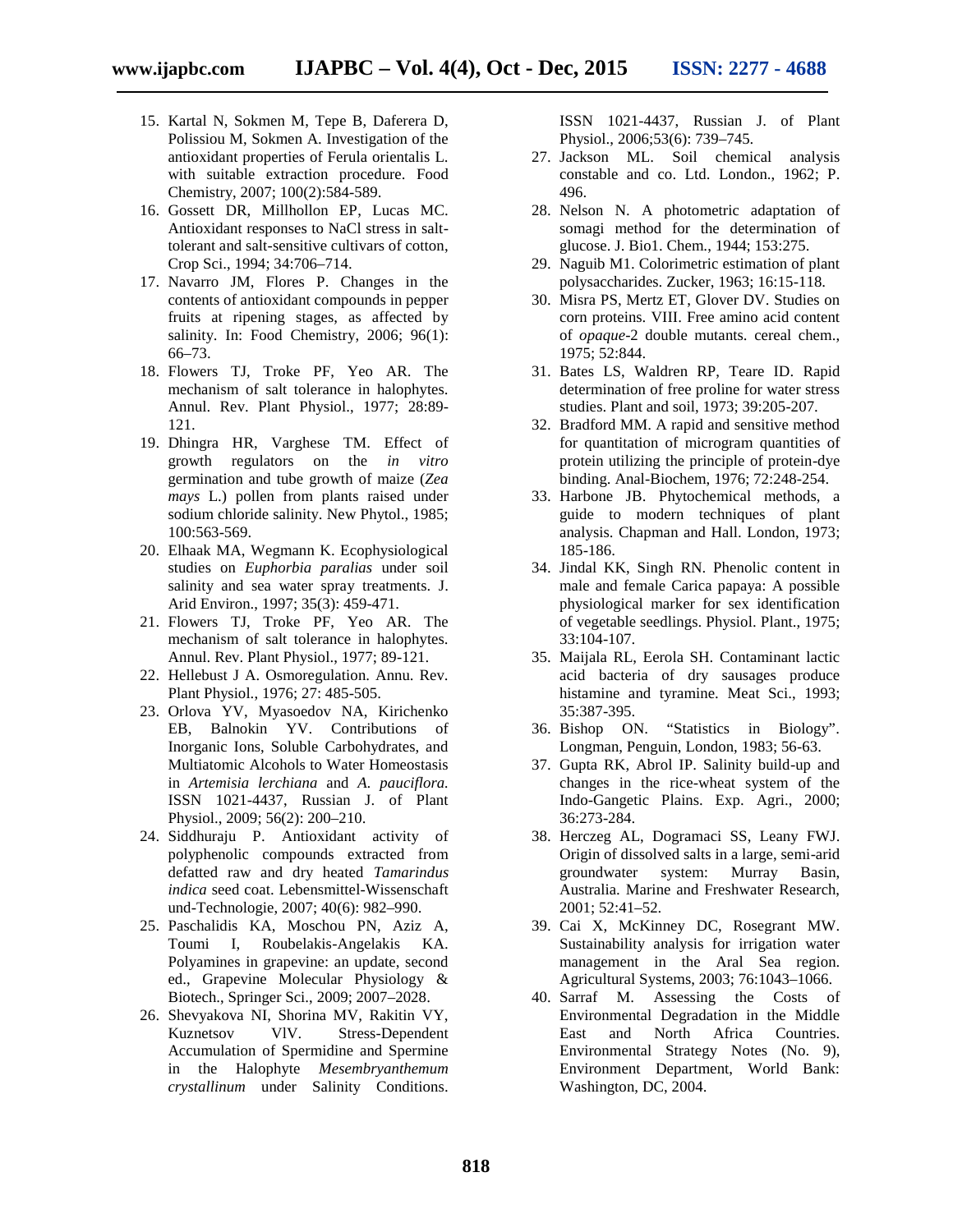15. Kartal N, Sokmen M, Tepe B, Daferera D, Polissiou M, Sokmen A. Investigation of the antioxidant properties of Ferula orientalis L. with suitable extraction procedure. Food Chemistry, 2007; 100(2):584-589.
16. Gossett DR, Millhollon EP, Lucas MC. Antioxidant responses to NaCl stress in salt-tolerant and salt-sensitive cultivars of cotton, Crop Sci., 1994; 34:706–714.
17. Navarro JM, Flores P. Changes in the contents of antioxidant compounds in pepper fruits at ripening stages, as affected by salinity. In: Food Chemistry, 2006; 96(1): 66–73.
18. Flowers TJ, Troke PF, Yeo AR. The mechanism of salt tolerance in halophytes. Annul. Rev. Plant Physiol., 1977; 28:89-121.
19. Dhingra HR, Varghese TM. Effect of growth regulators on the *in vitro* germination and tube growth of maize (*Zea mays* L.) pollen from plants raised under sodium chloride salinity. New Phytol., 1985; 100:563-569.
20. Elhaak MA, Wegmann K. Ecophysiological studies on *Euphorbia paralias* under soil salinity and sea water spray treatments. J. Arid Environ., 1997; 35(3): 459-471.
21. Flowers TJ, Troke PF, Yeo AR. The mechanism of salt tolerance in halophytes. Annul. Rev. Plant Physiol., 1977; 89-121.
22. Hellebust J A. Osmoregulation. Annu. Rev. Plant Physiol., 1976; 27: 485-505.
23. Orlova YV, Myasoedov NA, Kirichenko EB, Balnokin YV. Contributions of Inorganic Ions, Soluble Carbohydrates, and Multiatomic Alcohols to Water Homeostasis in *Artemisia lerchiana* and *A. pauciflora.* ISSN 1021-4437, Russian J. of Plant Physiol., 2009; 56(2): 200–210.
24. Siddhuraju P. Antioxidant activity of polyphenolic compounds extracted from defatted raw and dry heated *Tamarindus indica* seed coat. Lebensmittel-Wissenschaft und-Technologie, 2007; 40(6): 982–990.
25. Paschalidis KA, Moschou PN, Aziz A, Toumi I, Roubelakis-Angelakis KA. Polyamines in grapevine: an update, second ed., Grapevine Molecular Physiology & Biotech., Springer Sci., 2009; 2007–2028.
26. Shevyakova NI, Shorina MV, Rakitin VY, Kuznetsov VlV. Stress-Dependent Accumulation of Spermidine and Spermine in the Halophyte *Mesembryanthemum crystallinum* under Salinity Conditions. ISSN 1021-4437, Russian J. of Plant Physiol., 2006;53(6): 739–745.
27. Jackson ML. Soil chemical analysis constable and co. Ltd. London., 1962; P. 496.
28. Nelson N. A photometric adaptation of somagi method for the determination of glucose. J. Bio1. Chem., 1944; 153:275.
29. Naguib M1. Colorimetric estimation of plant polysaccharides. Zucker, 1963; 16:15-118.
30. Misra PS, Mertz ET, Glover DV. Studies on corn proteins. VIII. Free amino acid content of *opaque*-2 double mutants. cereal chem., 1975; 52:844.
31. Bates LS, Waldren RP, Teare ID. Rapid determination of free proline for water stress studies. Plant and soil, 1973; 39:205-207.
32. Bradford MM. A rapid and sensitive method for quantitation of microgram quantities of protein utilizing the principle of protein-dye binding. Anal-Biochem, 1976; 72:248-254.
33. Harbone JB. Phytochemical methods, a guide to modern techniques of plant analysis. Chapman and Hall. London, 1973; 185-186.
34. Jindal KK, Singh RN. Phenolic content in male and female Carica papaya: A possible physiological marker for sex identification of vegetable seedlings. Physiol. Plant., 1975; 33:104-107.
35. Maijala RL, Eerola SH. Contaminant lactic acid bacteria of dry sausages produce histamine and tyramine. Meat Sci., 1993; 35:387-395.
36. Bishop ON. "Statistics in Biology". Longman, Penguin, London, 1983; 56-63.
37. Gupta RK, Abrol IP. Salinity build-up and changes in the rice-wheat system of the Indo-Gangetic Plains. Exp. Agri., 2000; 36:273-284.
38. Herczeg AL, Dogramaci SS, Leany FWJ. Origin of dissolved salts in a large, semi-arid groundwater system: Murray Basin, Australia. Marine and Freshwater Research, 2001; 52:41–52.
39. Cai X, McKinney DC, Rosegrant MW. Sustainability analysis for irrigation water management in the Aral Sea region. Agricultural Systems, 2003; 76:1043–1066.
40. Sarraf M. Assessing the Costs of Environmental Degradation in the Middle East and North Africa Countries. Environmental Strategy Notes (No. 9), Environment Department, World Bank: Washington, DC, 2004.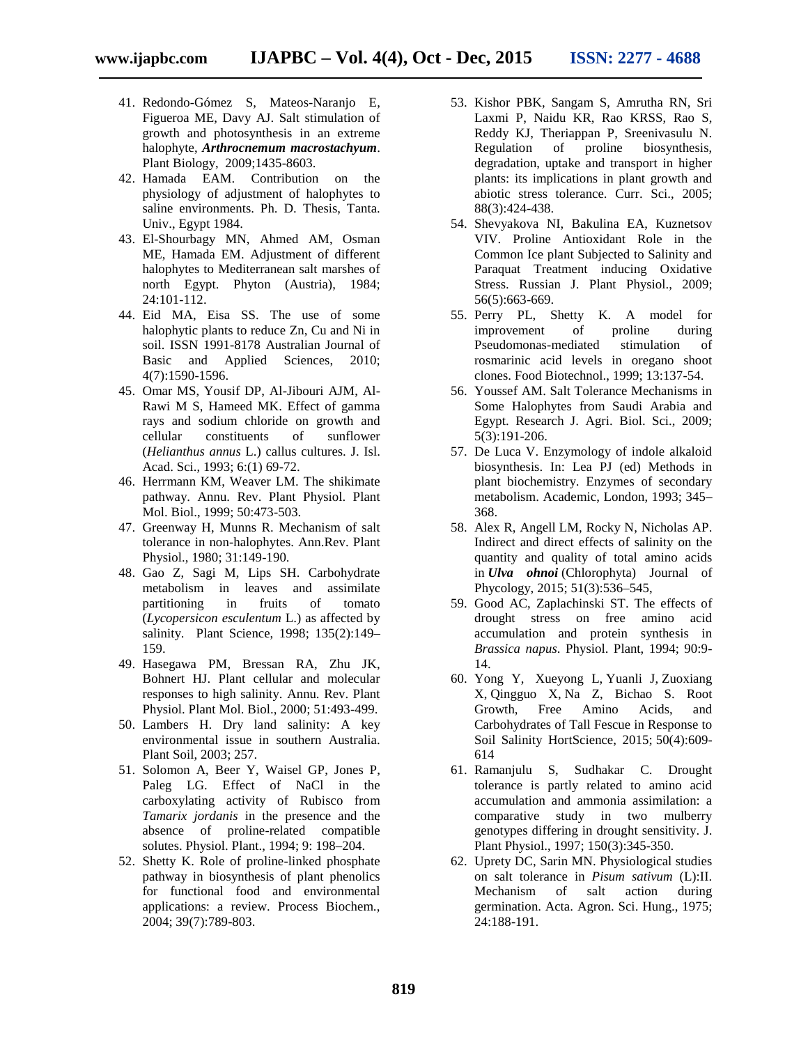41. Redondo-Gómez S, Mateos-Naranjo E, Figueroa ME, Davy AJ. Salt stimulation of growth and photosynthesis in an extreme halophyte, ***Arthrocnemum macrostachyum***. Plant Biology, 2009;1435-8603.
42. Hamada EAM. Contribution on the physiology of adjustment of halophytes to saline environments. Ph. D. Thesis, Tanta. Univ., Egypt 1984.
43. El-Shourbagy MN, Ahmed AM, Osman ME, Hamada EM. Adjustment of different halophytes to Mediterranean salt marshes of north Egypt. Phyton (Austria), 1984; 24:101-112.
44. Eid MA, Eisa SS. The use of some halophytic plants to reduce Zn, Cu and Ni in soil. ISSN 1991-8178 Australian Journal of Basic and Applied Sciences, 2010; 4(7):1590-1596.
45. Omar MS, Yousif DP, Al-Jibouri AJM, Al-Rawi M S, Hameed MK. Effect of gamma rays and sodium chloride on growth and cellular constituents of sunflower (*Helianthus annus* L.) callus cultures. J. Isl. Acad. Sci., 1993; 6:(1) 69-72.
46. Herrmann KM, Weaver LM. The shikimate pathway. Annu. Rev. Plant Physiol. Plant Mol. Biol., 1999; 50:473-503.
47. Greenway H, Munns R. Mechanism of salt tolerance in non-halophytes. Ann.Rev. Plant Physiol., 1980; 31:149-190.
48. Gao Z, Sagi M, Lips SH. Carbohydrate metabolism in leaves and assimilate partitioning in fruits of tomato (*Lycopersicon esculentum* L.) as affected by salinity. Plant Science, 1998; 135(2):149–159.
49. Hasegawa PM, Bressan RA, Zhu JK, Bohnert HJ. Plant cellular and molecular responses to high salinity. Annu. Rev. Plant Physiol. Plant Mol. Biol., 2000; 51:493-499.
50. Lambers H. Dry land salinity: A key environmental issue in southern Australia. Plant Soil, 2003; 257.
51. Solomon A, Beer Y, Waisel GP, Jones P, Paleg LG. Effect of NaCl in the carboxylating activity of Rubisco from *Tamarix jordanis* in the presence and the absence of proline-related compatible solutes. Physiol. Plant., 1994; 9: 198–204.
52. Shetty K. Role of proline-linked phosphate pathway in biosynthesis of plant phenolics for functional food and environmental applications: a review. Process Biochem., 2004; 39(7):789-803.
53. Kishor PBK, Sangam S, Amrutha RN, Sri Laxmi P, Naidu KR, Rao KRSS, Rao S, Reddy KJ, Theriappan P, Sreenivasulu N. Regulation of proline biosynthesis, degradation, uptake and transport in higher plants: its implications in plant growth and abiotic stress tolerance. Curr. Sci., 2005; 88(3):424-438.
54. Shevyakova NI, Bakulina EA, Kuznetsov VIV. Proline Antioxidant Role in the Common Ice plant Subjected to Salinity and Paraquat Treatment inducing Oxidative Stress. Russian J. Plant Physiol., 2009; 56(5):663-669.
55. Perry PL, Shetty K. A model for improvement of proline during Pseudomonas-mediated stimulation of rosmarinic acid levels in oregano shoot clones. Food Biotechnol., 1999; 13:137-54.
56. Youssef AM. Salt Tolerance Mechanisms in Some Halophytes from Saudi Arabia and Egypt. Research J. Agri. Biol. Sci., 2009; 5(3):191-206.
57. De Luca V. Enzymology of indole alkaloid biosynthesis. In: Lea PJ (ed) Methods in plant biochemistry. Enzymes of secondary metabolism. Academic, London, 1993; 345–368.
58. Alex R, Angell LM, Rocky N, Nicholas AP. Indirect and direct effects of salinity on the quantity and quality of total amino acids in ***Ulva ohnoi*** (Chlorophyta) Journal of Phycology, 2015; 51(3):536–545,
59. Good AC, Zaplachinski ST. The effects of drought stress on free amino acid accumulation and protein synthesis in *Brassica napus*. Physiol. Plant, 1994; 90:9-14.
60. Yong Y, Xueyong L, Yuanli J, Zuoxiang X, Qingguo X, Na Z, Bichao S. Root Growth, Free Amino Acids, and Carbohydrates of Tall Fescue in Response to Soil Salinity HortScience, 2015; 50(4):609-614
61. Ramanjulu S, Sudhakar C. Drought tolerance is partly related to amino acid accumulation and ammonia assimilation: a comparative study in two mulberry genotypes differing in drought sensitivity. J. Plant Physiol., 1997; 150(3):345-350.
62. Uprety DC, Sarin MN. Physiological studies on salt tolerance in *Pisum sativum* (L):II. Mechanism of salt action during germination. Acta. Agron. Sci. Hung., 1975; 24:188-191.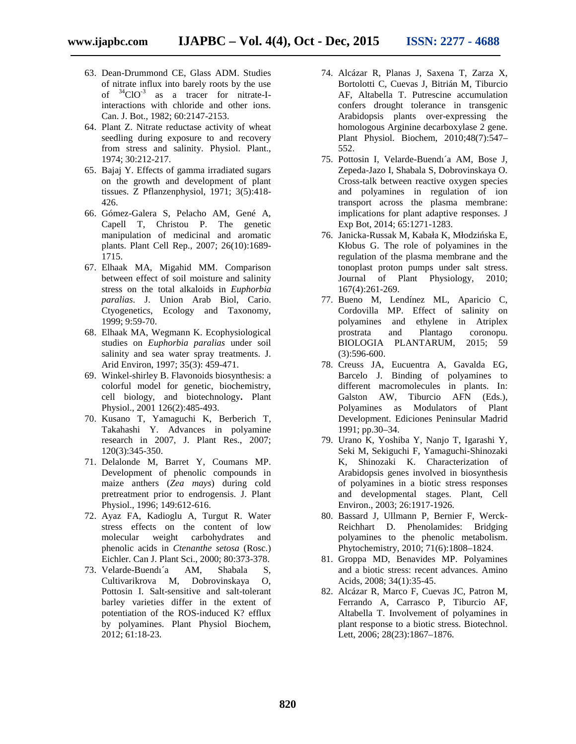63. Dean-Drummond CE, Glass ADM. Studies of nitrate influx into barely roots by the use of $^{34}ClO^{-3}$ as a tracer for nitrate-I-interactions with chloride and other ions. Can. J. Bot., 1982; 60:2147-2153.
64. Plant Z. Nitrate reductase activity of wheat seedling during exposure to and recovery from stress and salinity. Physiol. Plant., 1974; 30:212-217.
65. Bajaj Y. Effects of gamma irradiated sugars on the growth and development of plant tissues. Z Pflanzenphysiol, 1971; 3(5):418-426.
66. Gómez-Galera S, Pelacho AM, Gené A, Capell T, Christou P. The genetic manipulation of medicinal and aromatic plants. Plant Cell Rep., 2007; 26(10):1689-1715.
67. Elhaak MA, Migahid MM. Comparison between effect of soil moisture and salinity stress on the total alkaloids in *Euphorbia paralias*. J. Union Arab Biol, Cario. Ctyogenetics, Ecology and Taxonomy, 1999; 9:59-70.
68. Elhaak MA, Wegmann K. Ecophysiological studies on *Euphorbia paralias* under soil salinity and sea water spray treatments. J. Arid Environ, 1997; 35(3): 459-471.
69. Winkel-shirley B. Flavonoids biosynthesis: a colorful model for genetic, biochemistry, cell biology, and biotechnology**.** Plant Physiol., 2001 126(2):485-493.
70. Kusano T, Yamaguchi K, Berberich T, Takahashi Y. Advances in polyamine research in 2007, J. Plant Res., 2007; 120(3):345-350.
71. Delalonde M, Barret Y, Coumans MP. Development of phenolic compounds in maize anthers (*Zea mays*) during cold pretreatment prior to endrogensis. J. Plant Physiol., 1996; 149:612-616.
72. Ayaz FA, Kadioglu A, Turgut R. Water stress effects on the content of low molecular weight carbohydrates and phenolic acids in *Ctenanthe setosa* (Rosc.) Eichler. Can J. Plant Sci., 2000; 80:373-378.
73. Velarde-Buendı´a AM, Shabala S, Cultivarikrova M, Dobrovinskaya O, Pottosin I. Salt-sensitive and salt-tolerant barley varieties differ in the extent of potentiation of the ROS-induced K? efflux by polyamines. Plant Physiol Biochem, 2012; 61:18-23.
74. Alcázar R, Planas J, Saxena T, Zarza X, Bortolotti C, Cuevas J, Bitrián M, Tiburcio AF, Altabella T. Putrescine accumulation confers drought tolerance in transgenic Arabidopsis plants over-expressing the homologous Arginine decarboxylase 2 gene. Plant Physiol. Biochem, 2010;48(7):547–552.
75. Pottosin I, Velarde-Buendı´a AM, Bose J, Zepeda-Jazo I, Shabala S, Dobrovinskaya O. Cross-talk between reactive oxygen species and polyamines in regulation of ion transport across the plasma membrane: implications for plant adaptive responses. J Exp Bot, 2014; 65:1271-1283.
76. Janicka-Russak M, Kabała K, Młodzińska E, Kłobus G. The role of polyamines in the regulation of the plasma membrane and the tonoplast proton pumps under salt stress. Journal of Plant Physiology, 2010; 167(4):261-269.
77. Bueno M, Lendínez ML, Aparicio C, Cordovilla MP. Effect of salinity on polyamines and ethylene in Atriplex prostrata and Plantago coronopu. BIOLOGIA PLANTARUM, 2015; 59 (3):596-600.
78. Creuss JA, Eucuentra A, Gavalda EG, Barcelo J. Binding of polyamines to different macromolecules in plants. In: Galston AW, Tiburcio AFN (Eds.), Polyamines as Modulators of Plant Development. Ediciones Peninsular Madrid 1991; pp.30–34.
79. Urano K, Yoshiba Y, Nanjo T, Igarashi Y, Seki M, Sekiguchi F, Yamaguchi-Shinozaki K, Shinozaki K. Characterization of Arabidopsis genes involved in biosynthesis of polyamines in a biotic stress responses and developmental stages. Plant, Cell Environ., 2003; 26:1917-1926.
80. Bassard J, Ullmann P, Bernier F, Werck-Reichhart D. Phenolamides: Bridging polyamines to the phenolic metabolism. Phytochemistry, 2010; 71(6):1808–1824.
81. Groppa MD, Benavides MP. Polyamines and a biotic stress: recent advances. Amino Acids, 2008; 34(1):35-45.
82. Alcázar R, Marco F, Cuevas JC, Patron M, Ferrando A, Carrasco P, Tiburcio AF, Altabella T. Involvement of polyamines in plant response to a biotic stress. Biotechnol. Lett, 2006; 28(23):1867–1876.